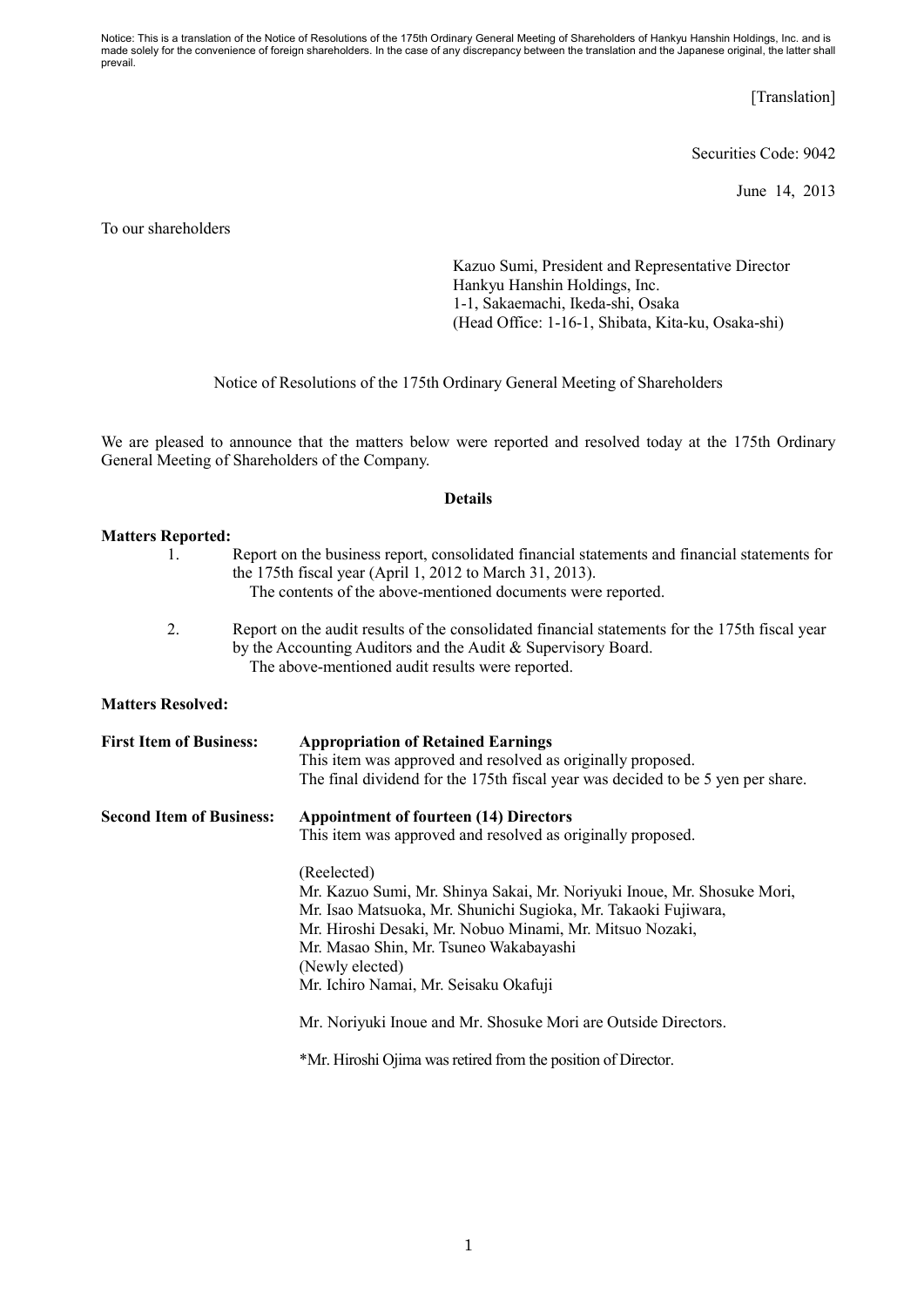Notice: This is a translation of the Notice of Resolutions of the 175th Ordinary General Meeting of Shareholders of Hankyu Hanshin Holdings, Inc. and is made solely for the convenience of foreign shareholders. In the case of any discrepancy between the translation and the Japanese original, the latter shall prevail.

[Translation]

Securities Code: 9042

June 14, 2013

To our shareholders

Kazuo Sumi, President and Representative Director
Hankyu Hanshin Holdings, Inc.
1-1, Sakaemachi, Ikeda-shi, Osaka
(Head Office: 1-16-1, Shibata, Kita-ku, Osaka-shi)

Notice of Resolutions of the 175th Ordinary General Meeting of Shareholders

We are pleased to announce that the matters below were reported and resolved today at the 175th Ordinary General Meeting of Shareholders of the Company.

**Details**

**Matters Reported:**

1. Report on the business report, consolidated financial statements and financial statements for the 175th fiscal year (April 1, 2012 to March 31, 2013).
   The contents of the above-mentioned documents were reported.

2. Report on the audit results of the consolidated financial statements for the 175th fiscal year by the Accounting Auditors and the Audit & Supervisory Board.
   The above-mentioned audit results were reported.

**Matters Resolved:**

**First Item of Business:** **Appropriation of Retained Earnings**
This item was approved and resolved as originally proposed.
The final dividend for the 175th fiscal year was decided to be 5 yen per share.

**Second Item of Business:** **Appointment of fourteen (14) Directors**
This item was approved and resolved as originally proposed.

(Reelected)
Mr. Kazuo Sumi, Mr. Shinya Sakai, Mr. Noriyuki Inoue, Mr. Shosuke Mori,
Mr. Isao Matsuoka, Mr. Shunichi Sugioka, Mr. Takaoki Fujiwara,
Mr. Hiroshi Desaki, Mr. Nobuo Minami, Mr. Mitsuo Nozaki,
Mr. Masao Shin, Mr. Tsuneo Wakabayashi
(Newly elected)
Mr. Ichiro Namai, Mr. Seisaku Okafuji

Mr. Noriyuki Inoue and Mr. Shosuke Mori are Outside Directors.

*Mr. Hiroshi Ojima was retired from the position of Director.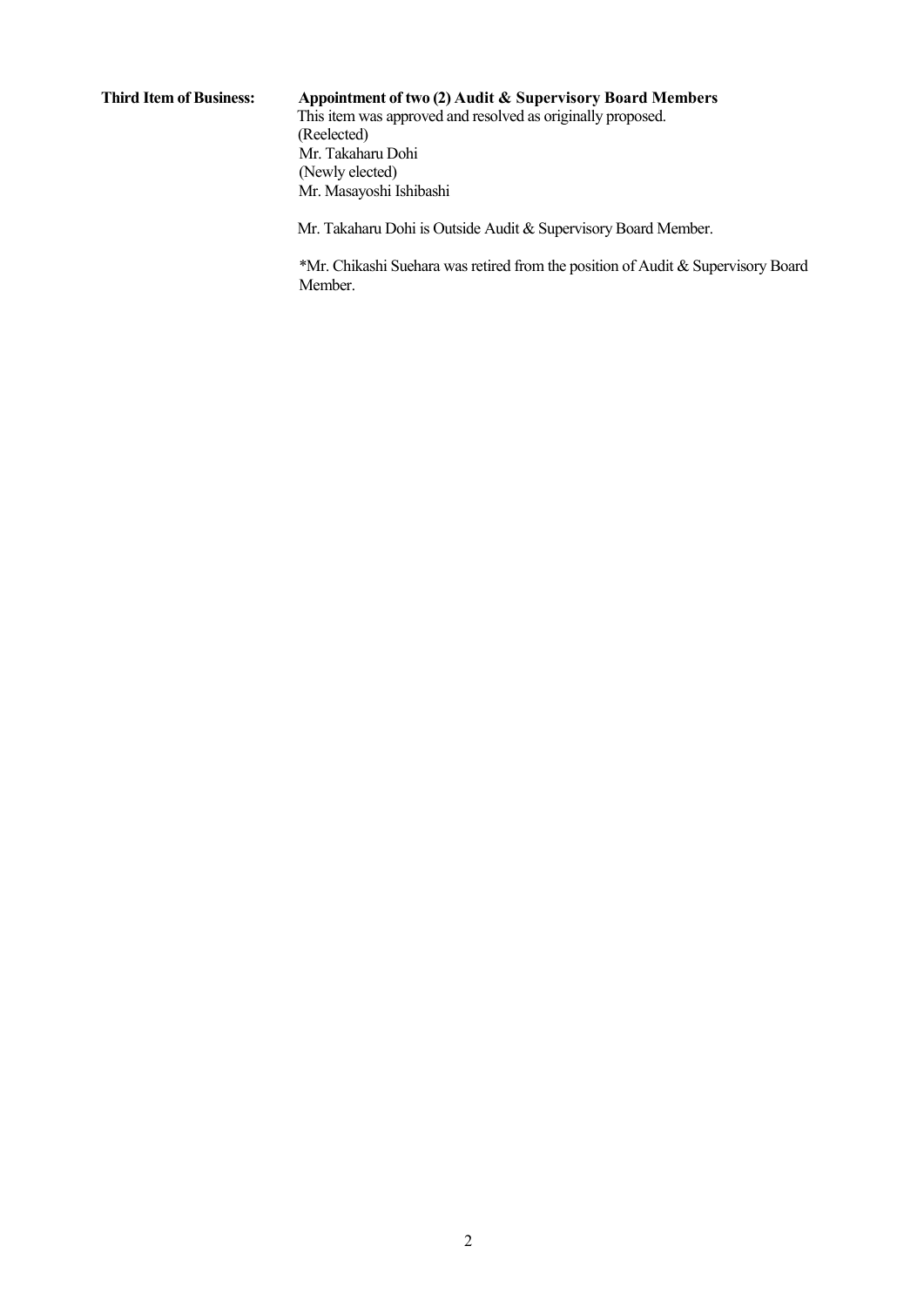**Third Item of Business:** **Appointment of two (2) Audit & Supervisory Board Members**

This item was approved and resolved as originally proposed.

(Reelected)
Mr. Takaharu Dohi
(Newly elected)
Mr. Masayoshi Ishibashi

Mr. Takaharu Dohi is Outside Audit & Supervisory Board Member.

*Mr. Chikashi Suehara was retired from the position of Audit & Supervisory Board Member.